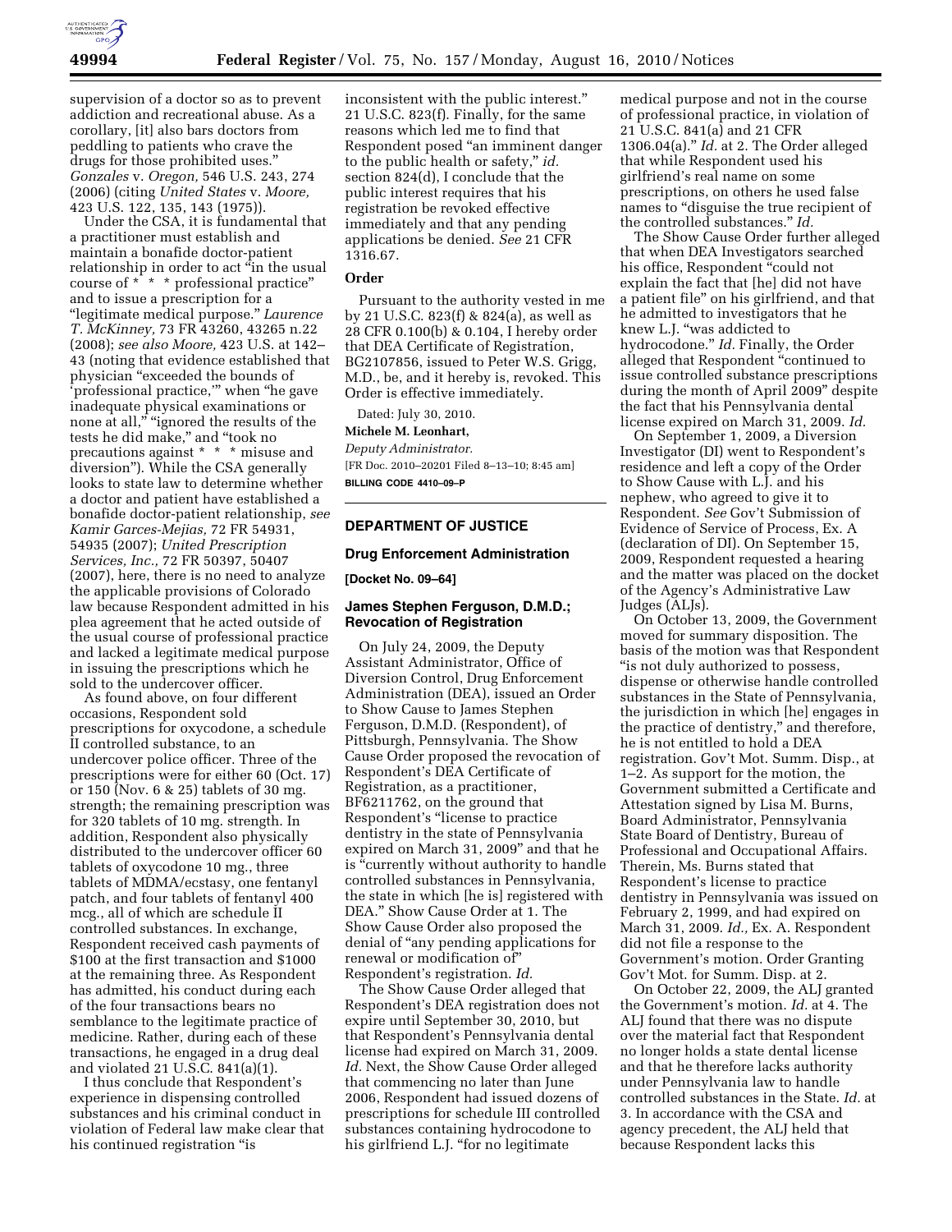supervision of a doctor so as to prevent addiction and recreational abuse. As a corollary, [it] also bars doctors from peddling to patients who crave the drugs for those prohibited uses." *Gonzales* v. *Oregon,* 546 U.S. 243, 274 (2006) (citing *United States* v. *Moore,* 423 U.S. 122, 135, 143 (1975)).

Under the CSA, it is fundamental that a practitioner must establish and maintain a bonafide doctor-patient relationship in order to act "in the usual course of * * * professional practice" and to issue a prescription for a "legitimate medical purpose." *Laurence T. McKinney,* 73 FR 43260, 43265 n.22 (2008); *see also Moore,* 423 U.S. at 142–43 (noting that evidence established that physician "exceeded the bounds of 'professional practice,'" when "he gave inadequate physical examinations or none at all," "ignored the results of the tests he did make," and "took no precautions against * * * misuse and diversion"). While the CSA generally looks to state law to determine whether a doctor and patient have established a bonafide doctor-patient relationship, *see Kamir Garces-Mejias,* 72 FR 54931, 54935 (2007); *United Prescription Services, Inc.,* 72 FR 50397, 50407 (2007), here, there is no need to analyze the applicable provisions of Colorado law because Respondent admitted in his plea agreement that he acted outside of the usual course of professional practice and lacked a legitimate medical purpose in issuing the prescriptions which he sold to the undercover officer.

As found above, on four different occasions, Respondent sold prescriptions for oxycodone, a schedule II controlled substance, to an undercover police officer. Three of the prescriptions were for either 60 (Oct. 17) or 150 (Nov. 6 & 25) tablets of 30 mg. strength; the remaining prescription was for 320 tablets of 10 mg. strength. In addition, Respondent also physically distributed to the undercover officer 60 tablets of oxycodone 10 mg., three tablets of MDMA/ecstasy, one fentanyl patch, and four tablets of fentanyl 400 mcg., all of which are schedule II controlled substances. In exchange, Respondent received cash payments of $100 at the first transaction and $1000 at the remaining three. As Respondent has admitted, his conduct during each of the four transactions bears no semblance to the legitimate practice of medicine. Rather, during each of these transactions, he engaged in a drug deal and violated 21 U.S.C. 841(a)(1).

I thus conclude that Respondent's experience in dispensing controlled substances and his criminal conduct in violation of Federal law make clear that his continued registration "is inconsistent with the public interest." 21 U.S.C. 823(f). Finally, for the same reasons which led me to find that Respondent posed "an imminent danger to the public health or safety," *id.* section 824(d), I conclude that the public interest requires that his registration be revoked effective immediately and that any pending applications be denied. *See* 21 CFR 1316.67.

## Order

Pursuant to the authority vested in me by 21 U.S.C. 823(f) & 824(a), as well as 28 CFR 0.100(b) & 0.104, I hereby order that DEA Certificate of Registration, BG2107856, issued to Peter W.S. Grigg, M.D., be, and it hereby is, revoked. This Order is effective immediately.

Dated: July 30, 2010.

**Michele M. Leonhart,**

*Deputy Administrator.*

[FR Doc. 2010–20201 Filed 8–13–10; 8:45 am]

**BILLING CODE 4410–09–P**

---

# DEPARTMENT OF JUSTICE

## Drug Enforcement Administration

**[Docket No. 09–64]**

## James Stephen Ferguson, D.M.D.; Revocation of Registration

On July 24, 2009, the Deputy Assistant Administrator, Office of Diversion Control, Drug Enforcement Administration (DEA), issued an Order to Show Cause to James Stephen Ferguson, D.M.D. (Respondent), of Pittsburgh, Pennsylvania. The Show Cause Order proposed the revocation of Respondent's DEA Certificate of Registration, as a practitioner, BF6211762, on the ground that Respondent's "license to practice dentistry in the state of Pennsylvania expired on March 31, 2009" and that he is "currently without authority to handle controlled substances in Pennsylvania, the state in which [he is] registered with DEA." Show Cause Order at 1. The Show Cause Order also proposed the denial of "any pending applications for renewal or modification of" Respondent's registration. *Id.*

The Show Cause Order alleged that Respondent's DEA registration does not expire until September 30, 2010, but that Respondent's Pennsylvania dental license had expired on March 31, 2009. *Id.* Next, the Show Cause Order alleged that commencing no later than June 2006, Respondent had issued dozens of prescriptions for schedule III controlled substances containing hydrocodone to his girlfriend L.J. "for no legitimate medical purpose and not in the course of professional practice, in violation of 21 U.S.C. 841(a) and 21 CFR 1306.04(a)." *Id.* at 2. The Order alleged that while Respondent used his girlfriend's real name on some prescriptions, on others he used false names to "disguise the true recipient of the controlled substances." *Id.*

The Show Cause Order further alleged that when DEA Investigators searched his office, Respondent "could not explain the fact that [he] did not have a patient file" on his girlfriend, and that he admitted to investigators that he knew L.J. "was addicted to hydrocodone." *Id.* Finally, the Order alleged that Respondent "continued to issue controlled substance prescriptions during the month of April 2009" despite the fact that his Pennsylvania dental license expired on March 31, 2009. *Id.*

On September 1, 2009, a Diversion Investigator (DI) went to Respondent's residence and left a copy of the Order to Show Cause with L.J. and his nephew, who agreed to give it to Respondent. *See* Gov't Submission of Evidence of Service of Process, Ex. A (declaration of DI). On September 15, 2009, Respondent requested a hearing and the matter was placed on the docket of the Agency's Administrative Law Judges (ALJs).

On October 13, 2009, the Government moved for summary disposition. The basis of the motion was that Respondent "is not duly authorized to possess, dispense or otherwise handle controlled substances in the State of Pennsylvania, the jurisdiction in which [he] engages in the practice of dentistry," and therefore, he is not entitled to hold a DEA registration. Gov't Mot. Summ. Disp., at 1–2. As support for the motion, the Government submitted a Certificate and Attestation signed by Lisa M. Burns, Board Administrator, Pennsylvania State Board of Dentistry, Bureau of Professional and Occupational Affairs. Therein, Ms. Burns stated that Respondent's license to practice dentistry in Pennsylvania was issued on February 2, 1999, and had expired on March 31, 2009. *Id.,* Ex. A. Respondent did not file a response to the Government's motion. Order Granting Gov't Mot. for Summ. Disp. at 2.

On October 22, 2009, the ALJ granted the Government's motion. *Id.* at 4. The ALJ found that there was no dispute over the material fact that Respondent no longer holds a state dental license and that he therefore lacks authority under Pennsylvania law to handle controlled substances in the State. *Id.* at 3. In accordance with the CSA and agency precedent, the ALJ held that because Respondent lacks this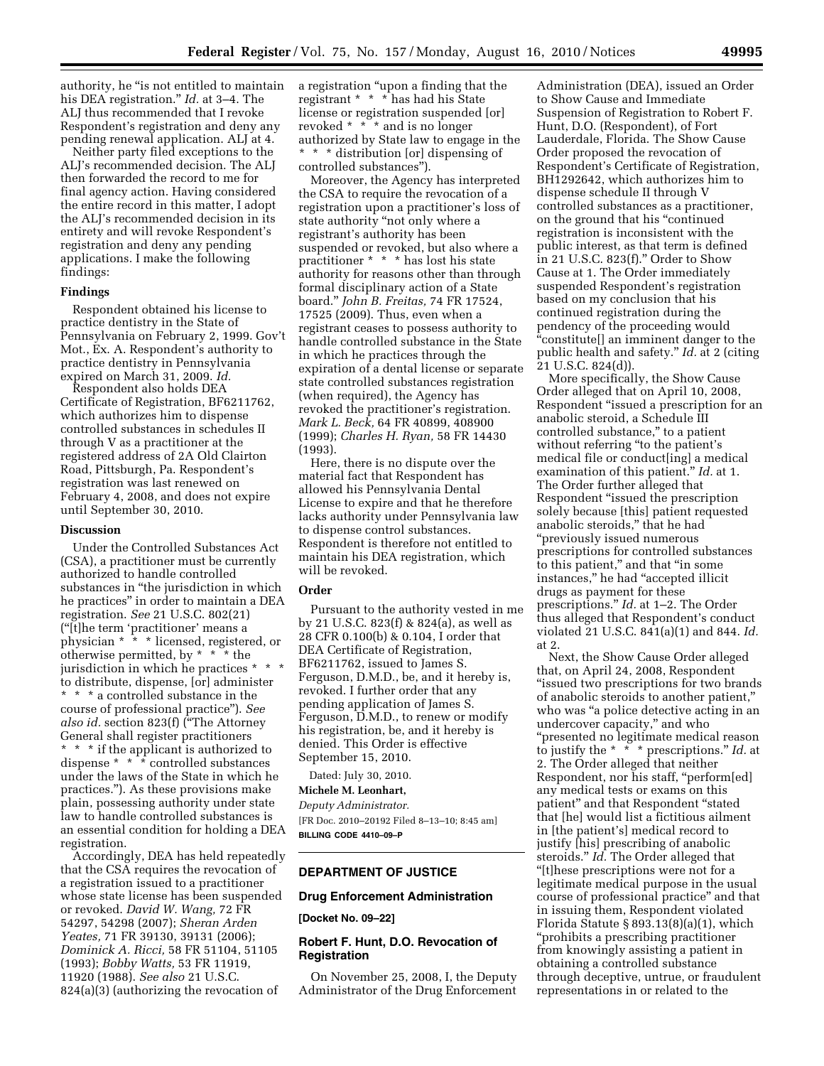authority, he "is not entitled to maintain his DEA registration." *Id.* at 3–4. The ALJ thus recommended that I revoke Respondent's registration and deny any pending renewal application. ALJ at 4.

Neither party filed exceptions to the ALJ's recommended decision. The ALJ then forwarded the record to me for final agency action. Having considered the entire record in this matter, I adopt the ALJ's recommended decision in its entirety and will revoke Respondent's registration and deny any pending applications. I make the following findings:

### Findings

Respondent obtained his license to practice dentistry in the State of Pennsylvania on February 2, 1999. Gov't Mot., Ex. A. Respondent's authority to practice dentistry in Pennsylvania expired on March 31, 2009. *Id.*

Respondent also holds DEA Certificate of Registration, BF6211762, which authorizes him to dispense controlled substances in schedules II through V as a practitioner at the registered address of 2A Old Clairton Road, Pittsburgh, Pa. Respondent's registration was last renewed on February 4, 2008, and does not expire until September 30, 2010.

### Discussion

Under the Controlled Substances Act (CSA), a practitioner must be currently authorized to handle controlled substances in "the jurisdiction in which he practices" in order to maintain a DEA registration. *See* 21 U.S.C. 802(21) ("[t]he term 'practitioner' means a physician * * * licensed, registered, or otherwise permitted, by * * * the jurisdiction in which he practices * * * to distribute, dispense, [or] administer * * * a controlled substance in the course of professional practice"). *See also id.* section 823(f) ("The Attorney General shall register practitioners * * * if the applicant is authorized to dispense * * * controlled substances under the laws of the State in which he practices."). As these provisions make plain, possessing authority under state law to handle controlled substances is an essential condition for holding a DEA registration.

Accordingly, DEA has held repeatedly that the CSA requires the revocation of a registration issued to a practitioner whose state license has been suspended or revoked. *David W. Wang,* 72 FR 54297, 54298 (2007); *Sheran Arden Yeates,* 71 FR 39130, 39131 (2006); *Dominick A. Ricci,* 58 FR 51104, 51105 (1993); *Bobby Watts,* 53 FR 11919, 11920 (1988). *See also* 21 U.S.C. 824(a)(3) (authorizing the revocation of a registration "upon a finding that the registrant * * * has had his State license or registration suspended [or] revoked * * * and is no longer authorized by State law to engage in the * * * distribution [or] dispensing of controlled substances").

Moreover, the Agency has interpreted the CSA to require the revocation of a registration upon a practitioner's loss of state authority "not only where a registrant's authority has been suspended or revoked, but also where a practitioner * * * has lost his state authority for reasons other than through formal disciplinary action of a State board." *John B. Freitas,* 74 FR 17524, 17525 (2009). Thus, even when a registrant ceases to possess authority to handle controlled substance in the State in which he practices through the expiration of a dental license or separate state controlled substances registration (when required), the Agency has revoked the practitioner's registration. *Mark L. Beck,* 64 FR 40899, 408900 (1999); *Charles H. Ryan,* 58 FR 14430 (1993).

Here, there is no dispute over the material fact that Respondent has allowed his Pennsylvania Dental License to expire and that he therefore lacks authority under Pennsylvania law to dispense control substances. Respondent is therefore not entitled to maintain his DEA registration, which will be revoked.

### Order

Pursuant to the authority vested in me by 21 U.S.C. 823(f) & 824(a), as well as 28 CFR 0.100(b) & 0.104, I order that DEA Certificate of Registration, BF6211762, issued to James S. Ferguson, D.M.D., be, and it hereby is, revoked. I further order that any pending application of James S. Ferguson, D.M.D., to renew or modify his registration, be, and it hereby is denied. This Order is effective September 15, 2010.

Dated: July 30, 2010.

**Michele M. Leonhart,**

*Deputy Administrator.*

[FR Doc. 2010–20192 Filed 8–13–10; 8:45 am]

**BILLING CODE 4410–09–P**

---

## DEPARTMENT OF JUSTICE

### Drug Enforcement Administration

**[Docket No. 09–22]**

### Robert F. Hunt, D.O. Revocation of Registration

On November 25, 2008, I, the Deputy Administrator of the Drug Enforcement Administration (DEA), issued an Order to Show Cause and Immediate Suspension of Registration to Robert F. Hunt, D.O. (Respondent), of Fort Lauderdale, Florida. The Show Cause Order proposed the revocation of Respondent's Certificate of Registration, BH1292642, which authorizes him to dispense schedule II through V controlled substances as a practitioner, on the ground that his "continued registration is inconsistent with the public interest, as that term is defined in 21 U.S.C. 823(f)." Order to Show Cause at 1. The Order immediately suspended Respondent's registration based on my conclusion that his continued registration during the pendency of the proceeding would "constitute[] an imminent danger to the public health and safety." *Id.* at 2 (citing 21 U.S.C. 824(d)).

More specifically, the Show Cause Order alleged that on April 10, 2008, Respondent "issued a prescription for an anabolic steroid, a Schedule III controlled substance," to a patient without referring "to the patient's medical file or conduct[ing] a medical examination of this patient." *Id.* at 1. The Order further alleged that Respondent "issued the prescription solely because [this] patient requested anabolic steroids," that he had "previously issued numerous prescriptions for controlled substances to this patient," and that "in some instances," he had "accepted illicit drugs as payment for these prescriptions." *Id.* at 1–2. The Order thus alleged that Respondent's conduct violated 21 U.S.C. 841(a)(1) and 844. *Id.* at 2.

Next, the Show Cause Order alleged that, on April 24, 2008, Respondent "issued two prescriptions for two brands of anabolic steroids to another patient," who was "a police detective acting in an undercover capacity," and who "presented no legitimate medical reason to justify the * * * prescriptions." *Id.* at 2. The Order alleged that neither Respondent, nor his staff, "perform[ed] any medical tests or exams on this patient" and that Respondent "stated that [he] would list a fictitious ailment in [the patient's] medical record to justify [his] prescribing of anabolic steroids." *Id.* The Order alleged that "[t]hese prescriptions were not for a legitimate medical purpose in the usual course of professional practice" and that in issuing them, Respondent violated Florida Statute § 893.13(8)(a)(1), which "prohibits a prescribing practitioner from knowingly assisting a patient in obtaining a controlled substance through deceptive, untrue, or fraudulent representations in or related to the